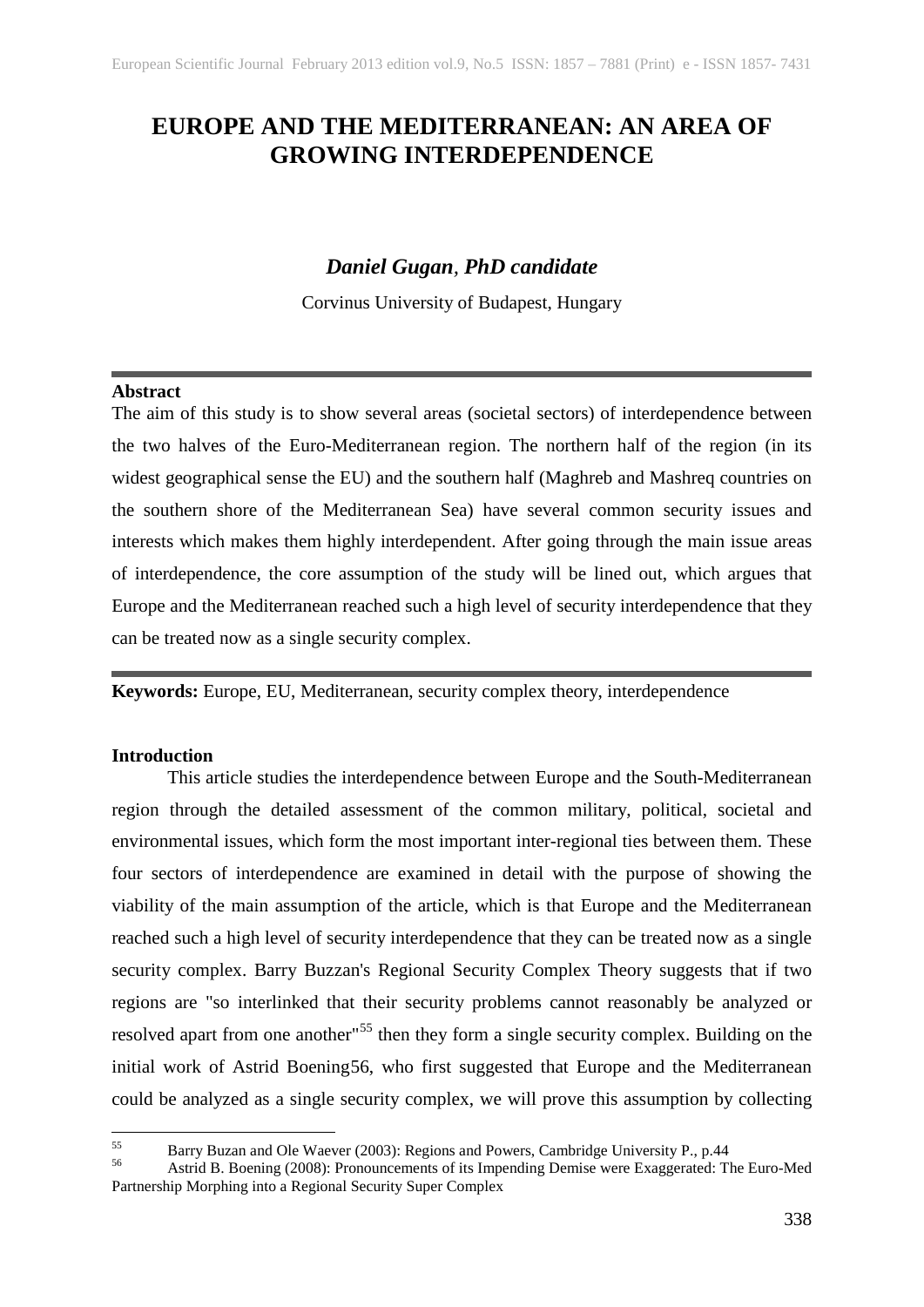# EUROPE AND THE MEDITERRANEAN: AN AREA OF GROWING INTERDEPENDENCE

***Daniel Gugan*, *PhD candidate***

Corvinus University of Budapest, Hungary

---

**Abstract**

The aim of this study is to show several areas (societal sectors) of interdependence between the two halves of the Euro-Mediterranean region. The northern half of the region (in its widest geographical sense the EU) and the southern half (Maghreb and Mashreq countries on the southern shore of the Mediterranean Sea) have several common security issues and interests which makes them highly interdependent. After going through the main issue areas of interdependence, the core assumption of the study will be lined out, which argues that Europe and the Mediterranean reached such a high level of security interdependence that they can be treated now as a single security complex.

---

**Keywords:** Europe, EU, Mediterranean, security complex theory, interdependence

**Introduction**

This article studies the interdependence between Europe and the South-Mediterranean region through the detailed assessment of the common military, political, societal and environmental issues, which form the most important inter-regional ties between them. These four sectors of interdependence are examined in detail with the purpose of showing the viability of the main assumption of the article, which is that Europe and the Mediterranean reached such a high level of security interdependence that they can be treated now as a single security complex. Barry Buzzan's Regional Security Complex Theory suggests that if two regions are "so interlinked that their security problems cannot reasonably be analyzed or resolved apart from one another"[55] then they form a single security complex. Building on the initial work of Astrid Boening56, who first suggested that Europe and the Mediterranean could be analyzed as a single security complex, we will prove this assumption by collecting

---

[55] Barry Buzan and Ole Waever (2003): Regions and Powers, Cambridge University P., p.44

[56] Astrid B. Boening (2008): Pronouncements of its Impending Demise were Exaggerated: The Euro-Med Partnership Morphing into a Regional Security Super Complex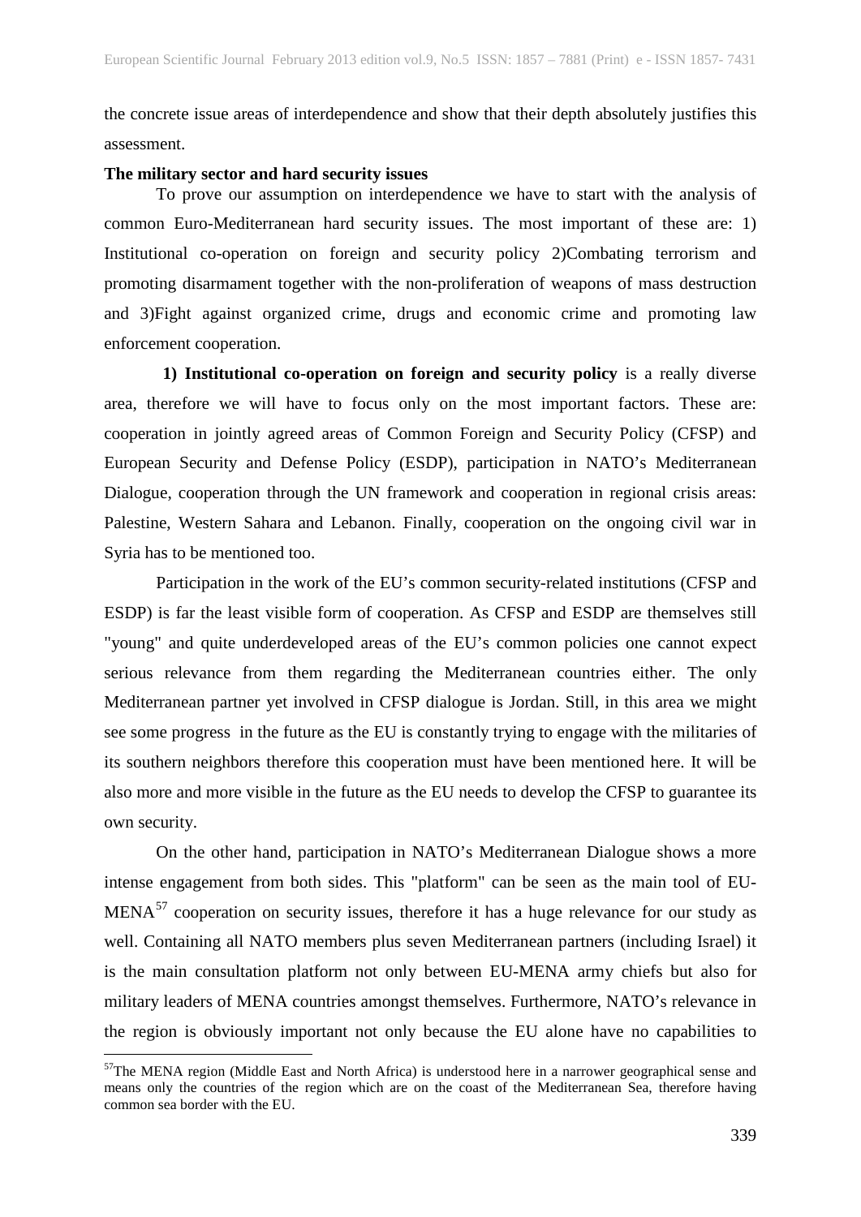the concrete issue areas of interdependence and show that their depth absolutely justifies this assessment.

**The military sector and hard security issues**

To prove our assumption on interdependence we have to start with the analysis of common Euro-Mediterranean hard security issues. The most important of these are: 1) Institutional co-operation on foreign and security policy 2)Combating terrorism and promoting disarmament together with the non-proliferation of weapons of mass destruction and 3)Fight against organized crime, drugs and economic crime and promoting law enforcement cooperation.

**1) Institutional co-operation on foreign and security policy** is a really diverse area, therefore we will have to focus only on the most important factors. These are: cooperation in jointly agreed areas of Common Foreign and Security Policy (CFSP) and European Security and Defense Policy (ESDP), participation in NATO's Mediterranean Dialogue, cooperation through the UN framework and cooperation in regional crisis areas: Palestine, Western Sahara and Lebanon. Finally, cooperation on the ongoing civil war in Syria has to be mentioned too.

Participation in the work of the EU's common security-related institutions (CFSP and ESDP) is far the least visible form of cooperation. As CFSP and ESDP are themselves still "young" and quite underdeveloped areas of the EU's common policies one cannot expect serious relevance from them regarding the Mediterranean countries either. The only Mediterranean partner yet involved in CFSP dialogue is Jordan. Still, in this area we might see some progress in the future as the EU is constantly trying to engage with the militaries of its southern neighbors therefore this cooperation must have been mentioned here. It will be also more and more visible in the future as the EU needs to develop the CFSP to guarantee its own security.

On the other hand, participation in NATO's Mediterranean Dialogue shows a more intense engagement from both sides. This "platform" can be seen as the main tool of EU-MENA[57] cooperation on security issues, therefore it has a huge relevance for our study as well. Containing all NATO members plus seven Mediterranean partners (including Israel) it is the main consultation platform not only between EU-MENA army chiefs but also for military leaders of MENA countries amongst themselves. Furthermore, NATO's relevance in the region is obviously important not only because the EU alone have no capabilities to

[57] The MENA region (Middle East and North Africa) is understood here in a narrower geographical sense and means only the countries of the region which are on the coast of the Mediterranean Sea, therefore having common sea border with the EU.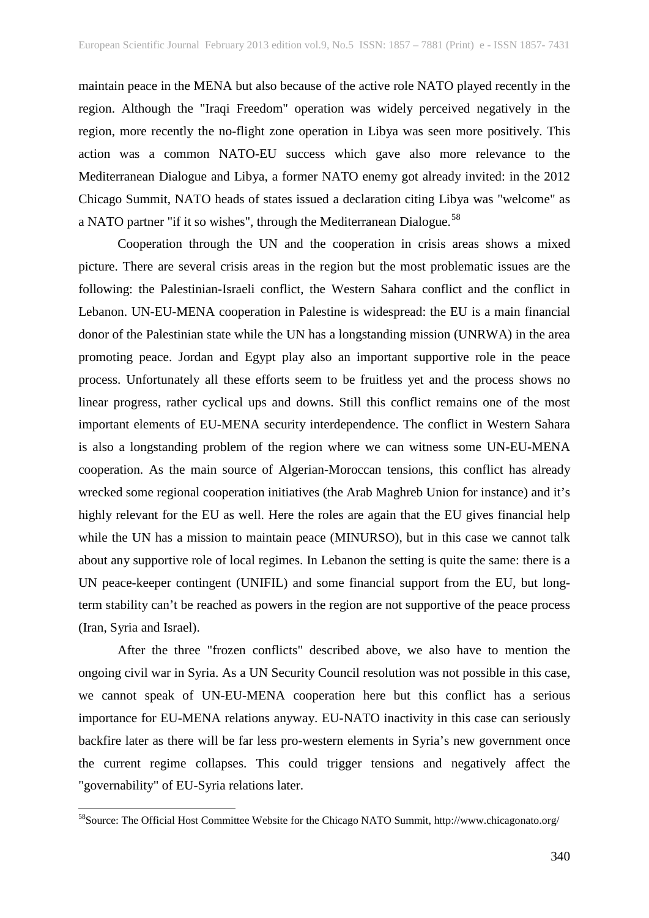maintain peace in the MENA but also because of the active role NATO played recently in the region. Although the "Iraqi Freedom" operation was widely perceived negatively in the region, more recently the no-flight zone operation in Libya was seen more positively. This action was a common NATO-EU success which gave also more relevance to the Mediterranean Dialogue and Libya, a former NATO enemy got already invited: in the 2012 Chicago Summit, NATO heads of states issued a declaration citing Libya was "welcome" as a NATO partner "if it so wishes", through the Mediterranean Dialogue.[58]

Cooperation through the UN and the cooperation in crisis areas shows a mixed picture. There are several crisis areas in the region but the most problematic issues are the following: the Palestinian-Israeli conflict, the Western Sahara conflict and the conflict in Lebanon. UN-EU-MENA cooperation in Palestine is widespread: the EU is a main financial donor of the Palestinian state while the UN has a longstanding mission (UNRWA) in the area promoting peace. Jordan and Egypt play also an important supportive role in the peace process. Unfortunately all these efforts seem to be fruitless yet and the process shows no linear progress, rather cyclical ups and downs. Still this conflict remains one of the most important elements of EU-MENA security interdependence. The conflict in Western Sahara is also a longstanding problem of the region where we can witness some UN-EU-MENA cooperation. As the main source of Algerian-Moroccan tensions, this conflict has already wrecked some regional cooperation initiatives (the Arab Maghreb Union for instance) and it's highly relevant for the EU as well. Here the roles are again that the EU gives financial help while the UN has a mission to maintain peace (MINURSO), but in this case we cannot talk about any supportive role of local regimes. In Lebanon the setting is quite the same: there is a UN peace-keeper contingent (UNIFIL) and some financial support from the EU, but long-term stability can't be reached as powers in the region are not supportive of the peace process (Iran, Syria and Israel).

After the three "frozen conflicts" described above, we also have to mention the ongoing civil war in Syria. As a UN Security Council resolution was not possible in this case, we cannot speak of UN-EU-MENA cooperation here but this conflict has a serious importance for EU-MENA relations anyway. EU-NATO inactivity in this case can seriously backfire later as there will be far less pro-western elements in Syria's new government once the current regime collapses. This could trigger tensions and negatively affect the "governability" of EU-Syria relations later.

---

[58] Source: The Official Host Committee Website for the Chicago NATO Summit, http://www.chicagonato.org/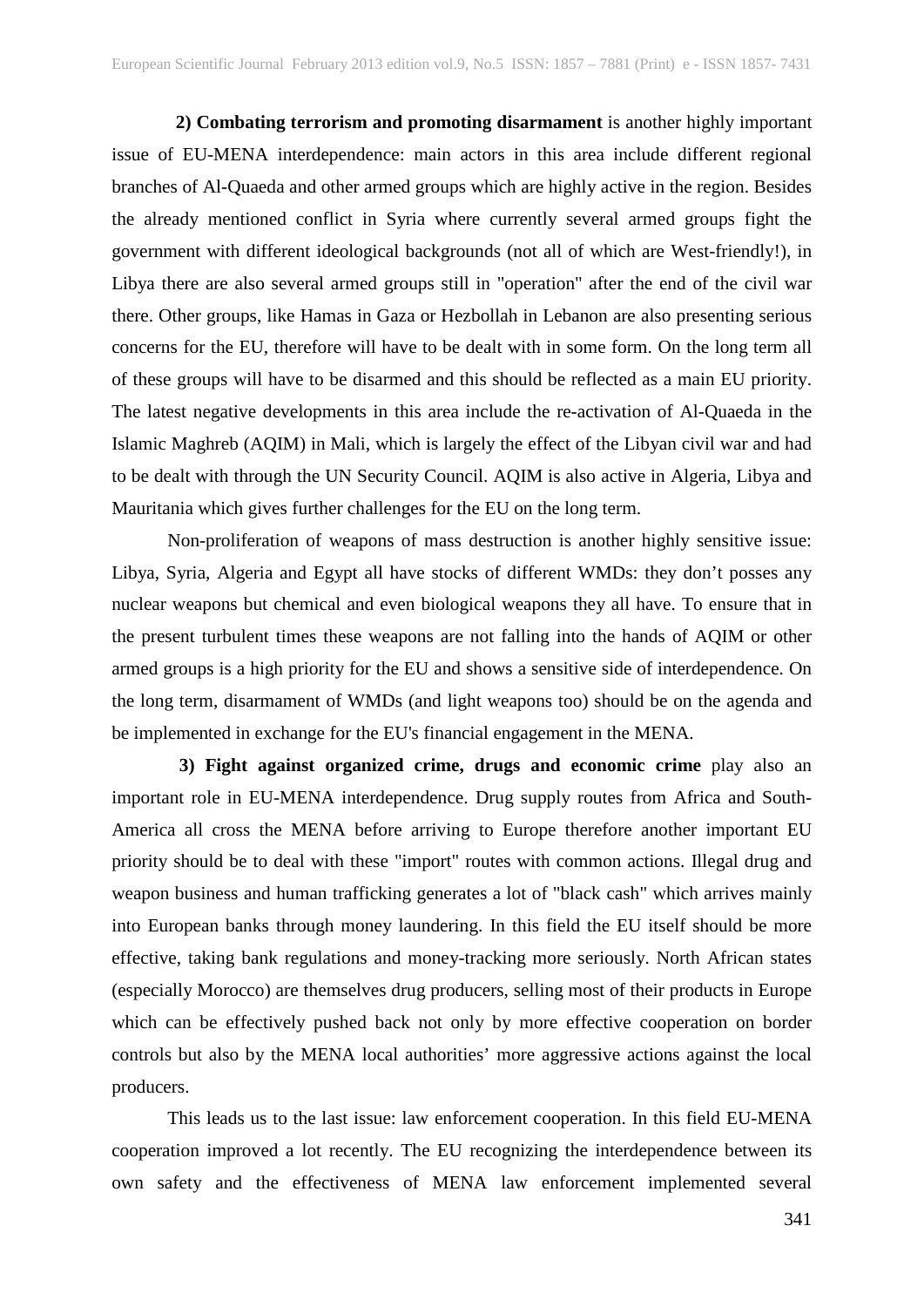**2) Combating terrorism and promoting disarmament** is another highly important issue of EU-MENA interdependence: main actors in this area include different regional branches of Al-Quaeda and other armed groups which are highly active in the region. Besides the already mentioned conflict in Syria where currently several armed groups fight the government with different ideological backgrounds (not all of which are West-friendly!), in Libya there are also several armed groups still in "operation" after the end of the civil war there. Other groups, like Hamas in Gaza or Hezbollah in Lebanon are also presenting serious concerns for the EU, therefore will have to be dealt with in some form. On the long term all of these groups will have to be disarmed and this should be reflected as a main EU priority. The latest negative developments in this area include the re-activation of Al-Quaeda in the Islamic Maghreb (AQIM) in Mali, which is largely the effect of the Libyan civil war and had to be dealt with through the UN Security Council. AQIM is also active in Algeria, Libya and Mauritania which gives further challenges for the EU on the long term.

Non-proliferation of weapons of mass destruction is another highly sensitive issue: Libya, Syria, Algeria and Egypt all have stocks of different WMDs: they don't posses any nuclear weapons but chemical and even biological weapons they all have. To ensure that in the present turbulent times these weapons are not falling into the hands of AQIM or other armed groups is a high priority for the EU and shows a sensitive side of interdependence. On the long term, disarmament of WMDs (and light weapons too) should be on the agenda and be implemented in exchange for the EU's financial engagement in the MENA.

**3) Fight against organized crime, drugs and economic crime** play also an important role in EU-MENA interdependence. Drug supply routes from Africa and South-America all cross the MENA before arriving to Europe therefore another important EU priority should be to deal with these "import" routes with common actions. Illegal drug and weapon business and human trafficking generates a lot of "black cash" which arrives mainly into European banks through money laundering. In this field the EU itself should be more effective, taking bank regulations and money-tracking more seriously. North African states (especially Morocco) are themselves drug producers, selling most of their products in Europe which can be effectively pushed back not only by more effective cooperation on border controls but also by the MENA local authorities' more aggressive actions against the local producers.

This leads us to the last issue: law enforcement cooperation. In this field EU-MENA cooperation improved a lot recently. The EU recognizing the interdependence between its own safety and the effectiveness of MENA law enforcement implemented several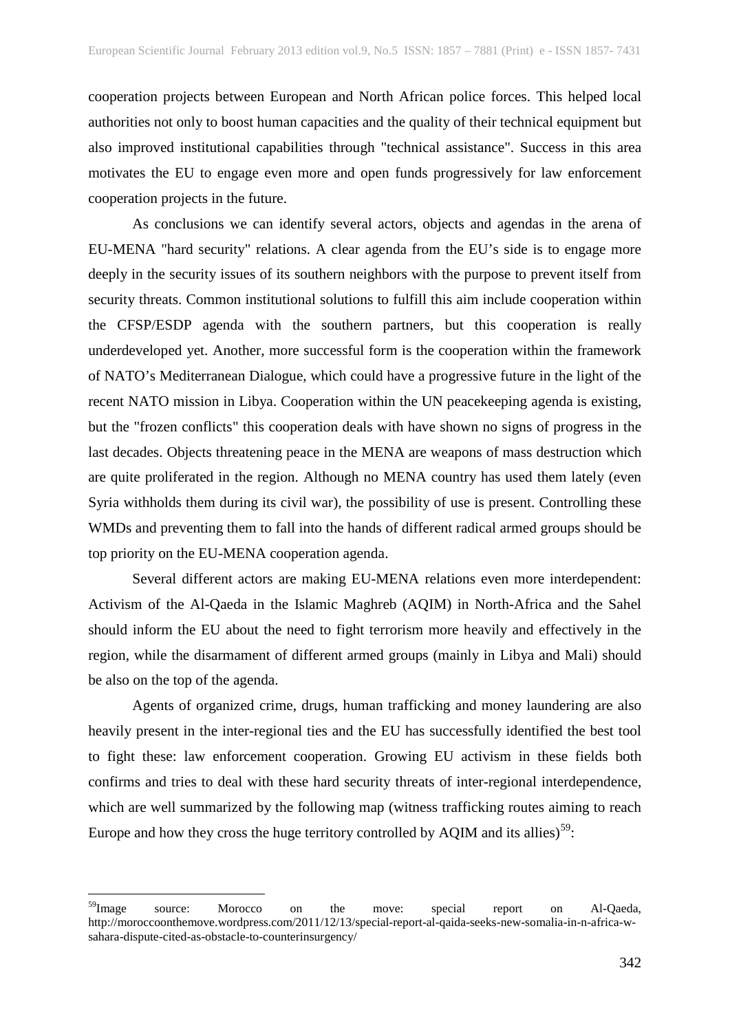cooperation projects between European and North African police forces. This helped local authorities not only to boost human capacities and the quality of their technical equipment but also improved institutional capabilities through "technical assistance". Success in this area motivates the EU to engage even more and open funds progressively for law enforcement cooperation projects in the future.

As conclusions we can identify several actors, objects and agendas in the arena of EU-MENA "hard security" relations. A clear agenda from the EU's side is to engage more deeply in the security issues of its southern neighbors with the purpose to prevent itself from security threats. Common institutional solutions to fulfill this aim include cooperation within the CFSP/ESDP agenda with the southern partners, but this cooperation is really underdeveloped yet. Another, more successful form is the cooperation within the framework of NATO's Mediterranean Dialogue, which could have a progressive future in the light of the recent NATO mission in Libya. Cooperation within the UN peacekeeping agenda is existing, but the "frozen conflicts" this cooperation deals with have shown no signs of progress in the last decades. Objects threatening peace in the MENA are weapons of mass destruction which are quite proliferated in the region. Although no MENA country has used them lately (even Syria withholds them during its civil war), the possibility of use is present. Controlling these WMDs and preventing them to fall into the hands of different radical armed groups should be top priority on the EU-MENA cooperation agenda.

Several different actors are making EU-MENA relations even more interdependent: Activism of the Al-Qaeda in the Islamic Maghreb (AQIM) in North-Africa and the Sahel should inform the EU about the need to fight terrorism more heavily and effectively in the region, while the disarmament of different armed groups (mainly in Libya and Mali) should be also on the top of the agenda.

Agents of organized crime, drugs, human trafficking and money laundering are also heavily present in the inter-regional ties and the EU has successfully identified the best tool to fight these: law enforcement cooperation. Growing EU activism in these fields both confirms and tries to deal with these hard security threats of inter-regional interdependence, which are well summarized by the following map (witness trafficking routes aiming to reach Europe and how they cross the huge territory controlled by AQIM and its allies)[59]:

---

[59] Image source: Morocco on the move: special report on Al-Qaeda, http://moroccoonthemove.wordpress.com/2011/12/13/special-report-al-qaida-seeks-new-somalia-in-n-africa-w-sahara-dispute-cited-as-obstacle-to-counterinsurgency/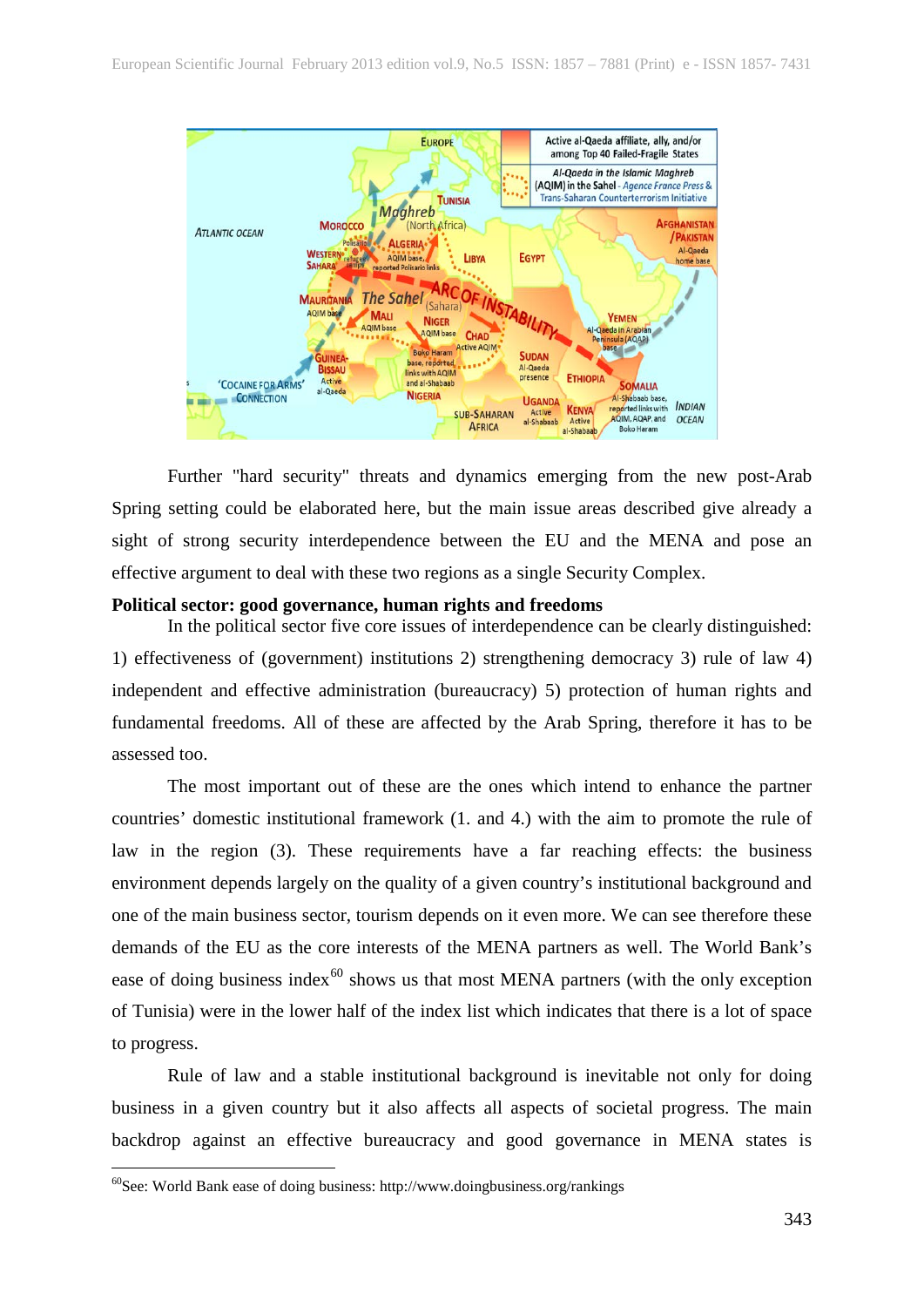Further "hard security" threats and dynamics emerging from the new post-Arab Spring setting could be elaborated here, but the main issue areas described give already a sight of strong security interdependence between the EU and the MENA and pose an effective argument to deal with these two regions as a single Security Complex.

**Political sector: good governance, human rights and freedoms**

In the political sector five core issues of interdependence can be clearly distinguished: 1) effectiveness of (government) institutions 2) strengthening democracy 3) rule of law 4) independent and effective administration (bureaucracy) 5) protection of human rights and fundamental freedoms. All of these are affected by the Arab Spring, therefore it has to be assessed too.

The most important out of these are the ones which intend to enhance the partner countries' domestic institutional framework (1. and 4.) with the aim to promote the rule of law in the region (3). These requirements have a far reaching effects: the business environment depends largely on the quality of a given country's institutional background and one of the main business sector, tourism depends on it even more. We can see therefore these demands of the EU as the core interests of the MENA partners as well. The World Bank's ease of doing business index[60] shows us that most MENA partners (with the only exception of Tunisia) were in the lower half of the index list which indicates that there is a lot of space to progress.

Rule of law and a stable institutional background is inevitable not only for doing business in a given country but it also affects all aspects of societal progress. The main backdrop against an effective bureaucracy and good governance in MENA states is

[60]See: World Bank ease of doing business: http://www.doingbusiness.org/rankings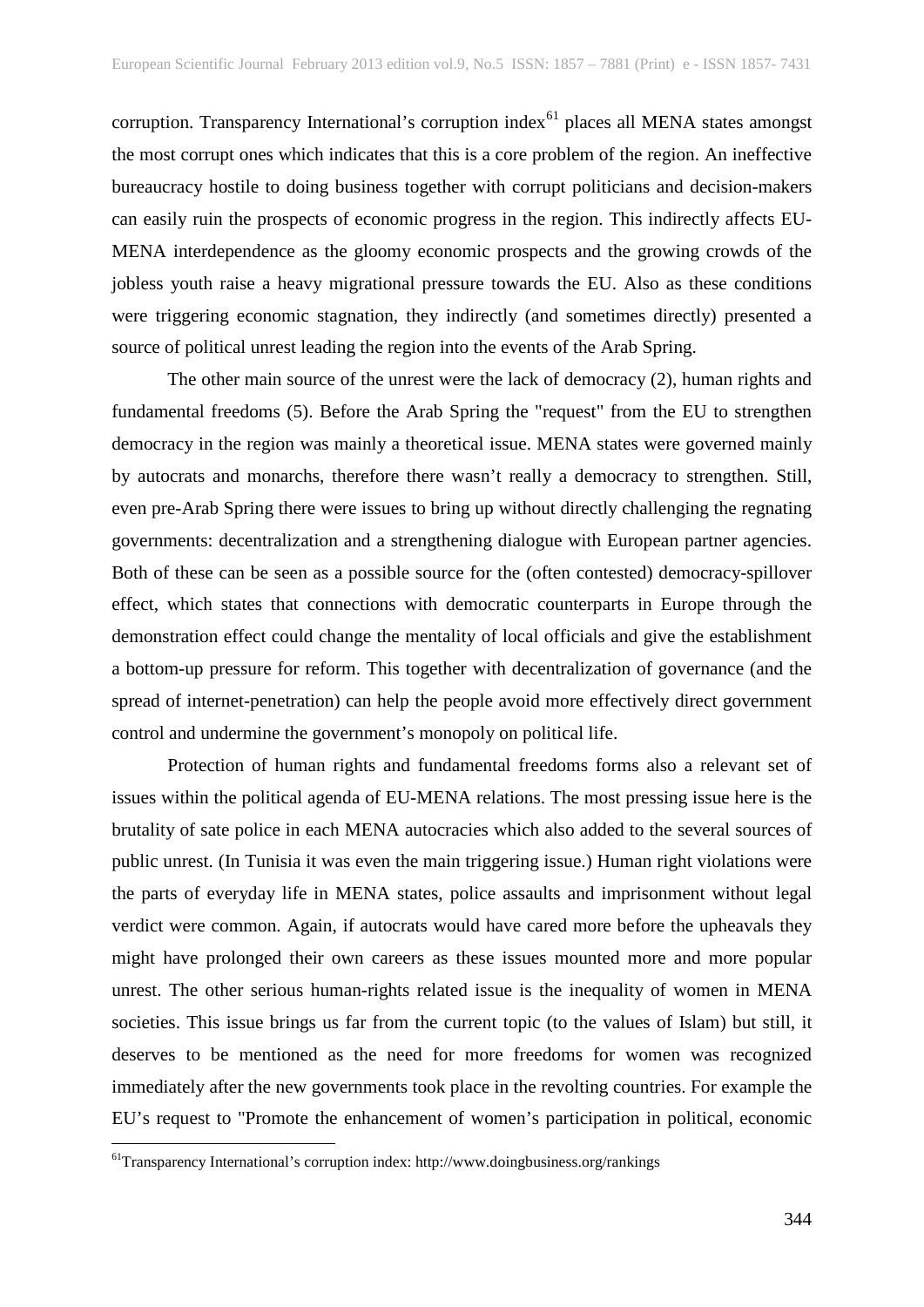corruption. Transparency International's corruption index[61] places all MENA states amongst the most corrupt ones which indicates that this is a core problem of the region. An ineffective bureaucracy hostile to doing business together with corrupt politicians and decision-makers can easily ruin the prospects of economic progress in the region. This indirectly affects EU-MENA interdependence as the gloomy economic prospects and the growing crowds of the jobless youth raise a heavy migrational pressure towards the EU. Also as these conditions were triggering economic stagnation, they indirectly (and sometimes directly) presented a source of political unrest leading the region into the events of the Arab Spring.

The other main source of the unrest were the lack of democracy (2), human rights and fundamental freedoms (5). Before the Arab Spring the "request" from the EU to strengthen democracy in the region was mainly a theoretical issue. MENA states were governed mainly by autocrats and monarchs, therefore there wasn't really a democracy to strengthen. Still, even pre-Arab Spring there were issues to bring up without directly challenging the regnating governments: decentralization and a strengthening dialogue with European partner agencies. Both of these can be seen as a possible source for the (often contested) democracy-spillover effect, which states that connections with democratic counterparts in Europe through the demonstration effect could change the mentality of local officials and give the establishment a bottom-up pressure for reform. This together with decentralization of governance (and the spread of internet-penetration) can help the people avoid more effectively direct government control and undermine the government's monopoly on political life.

Protection of human rights and fundamental freedoms forms also a relevant set of issues within the political agenda of EU-MENA relations. The most pressing issue here is the brutality of sate police in each MENA autocracies which also added to the several sources of public unrest. (In Tunisia it was even the main triggering issue.) Human right violations were the parts of everyday life in MENA states, police assaults and imprisonment without legal verdict were common. Again, if autocrats would have cared more before the upheavals they might have prolonged their own careers as these issues mounted more and more popular unrest. The other serious human-rights related issue is the inequality of women in MENA societies. This issue brings us far from the current topic (to the values of Islam) but still, it deserves to be mentioned as the need for more freedoms for women was recognized immediately after the new governments took place in the revolting countries. For example the EU's request to "Promote the enhancement of women's participation in political, economic

[61] Transparency International's corruption index: http://www.doingbusiness.org/rankings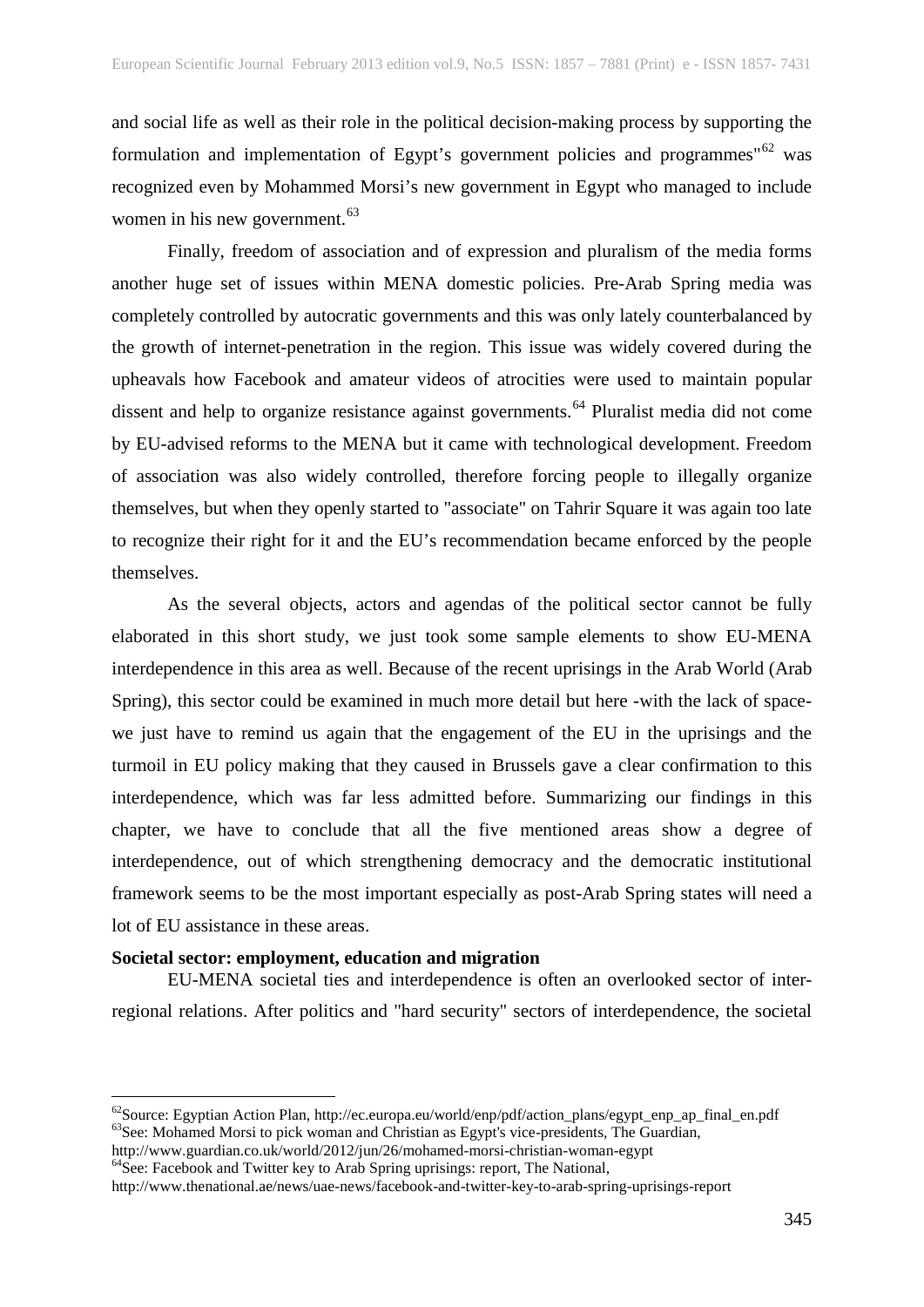and social life as well as their role in the political decision-making process by supporting the formulation and implementation of Egypt's government policies and programmes"[62] was recognized even by Mohammed Morsi's new government in Egypt who managed to include women in his new government.[63]

Finally, freedom of association and of expression and pluralism of the media forms another huge set of issues within MENA domestic policies. Pre-Arab Spring media was completely controlled by autocratic governments and this was only lately counterbalanced by the growth of internet-penetration in the region. This issue was widely covered during the upheavals how Facebook and amateur videos of atrocities were used to maintain popular dissent and help to organize resistance against governments.[64] Pluralist media did not come by EU-advised reforms to the MENA but it came with technological development. Freedom of association was also widely controlled, therefore forcing people to illegally organize themselves, but when they openly started to "associate" on Tahrir Square it was again too late to recognize their right for it and the EU's recommendation became enforced by the people themselves.

As the several objects, actors and agendas of the political sector cannot be fully elaborated in this short study, we just took some sample elements to show EU-MENA interdependence in this area as well. Because of the recent uprisings in the Arab World (Arab Spring), this sector could be examined in much more detail but here -with the lack of space- we just have to remind us again that the engagement of the EU in the uprisings and the turmoil in EU policy making that they caused in Brussels gave a clear confirmation to this interdependence, which was far less admitted before. Summarizing our findings in this chapter, we have to conclude that all the five mentioned areas show a degree of interdependence, out of which strengthening democracy and the democratic institutional framework seems to be the most important especially as post-Arab Spring states will need a lot of EU assistance in these areas.

**Societal sector: employment, education and migration**

EU-MENA societal ties and interdependence is often an overlooked sector of inter-regional relations. After politics and "hard security" sectors of interdependence, the societal

---

[62]Source: Egyptian Action Plan, http://ec.europa.eu/world/enp/pdf/action_plans/egypt_enp_ap_final_en.pdf

[63]See: Mohamed Morsi to pick woman and Christian as Egypt's vice-presidents, The Guardian, http://www.guardian.co.uk/world/2012/jun/26/mohamed-morsi-christian-woman-egypt

[64]See: Facebook and Twitter key to Arab Spring uprisings: report, The National, http://www.thenational.ae/news/uae-news/facebook-and-twitter-key-to-arab-spring-uprisings-report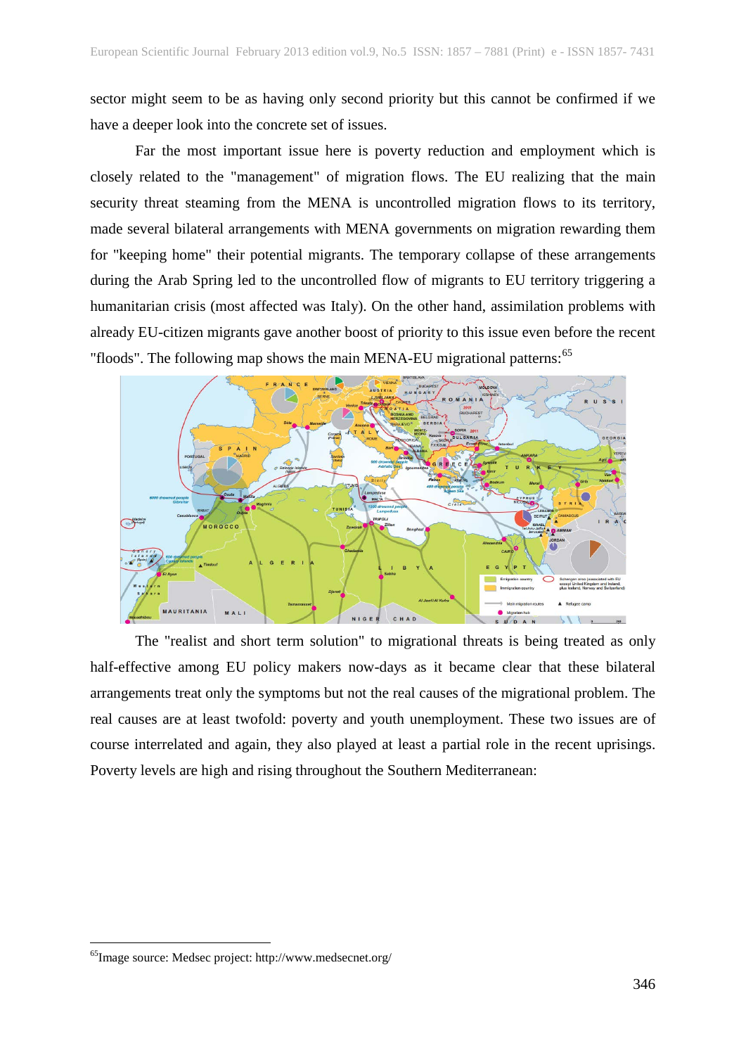sector might seem to be as having only second priority but this cannot be confirmed if we have a deeper look into the concrete set of issues.

Far the most important issue here is poverty reduction and employment which is closely related to the "management" of migration flows. The EU realizing that the main security threat steaming from the MENA is uncontrolled migration flows to its territory, made several bilateral arrangements with MENA governments on migration rewarding them for "keeping home" their potential migrants. The temporary collapse of these arrangements during the Arab Spring led to the uncontrolled flow of migrants to EU territory triggering a humanitarian crisis (most affected was Italy). On the other hand, assimilation problems with already EU-citizen migrants gave another boost of priority to this issue even before the recent "floods". The following map shows the main MENA-EU migrational patterns:[65]

The "realist and short term solution" to migrational threats is being treated as only half-effective among EU policy makers now-days as it became clear that these bilateral arrangements treat only the symptoms but not the real causes of the migrational problem. The real causes are at least twofold: poverty and youth unemployment. These two issues are of course interrelated and again, they also played at least a partial role in the recent uprisings. Poverty levels are high and rising throughout the Southern Mediterranean:

---

[65] Image source: Medsec project: http://www.medsecnet.org/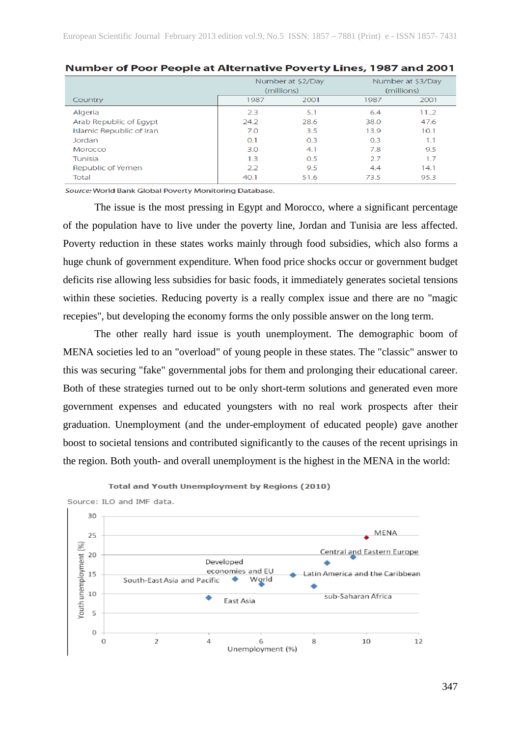**Number of Poor People at Alternative Poverty Lines, 1987 and 2001**

| Country | Number at $2/Day (millions) | | Number at $3/Day (millions) | |
|---|---|---|---|---|
| | 1987 | 2001 | 1987 | 2001 |
| Algeria | 2.3 | 5.1 | 6.4 | 11..2 |
| Arab Republic of Egypt | 24.2 | 28.6 | 38.0 | 47.6 |
| Islamic Republic of Iran | 7.0 | 3.5 | 13.9 | 10.1 |
| Jordan | 0.1 | 0.3 | 0.3 | 1.1 |
| Morocco | 3.0 | 4.1 | 7.8 | 9.5 |
| Tunisia | 1.3 | 0.5 | 2.7 | 1.7 |
| Republic of Yemen | 2.2 | 9.5 | 4.4 | 14.1 |
| Total | 40.1 | 51.6 | 73.5 | 95.3 |

*Source:* World Bank Global Poverty Monitoring Database.

The issue is the most pressing in Egypt and Morocco, where a significant percentage of the population have to live under the poverty line, Jordan and Tunisia are less affected. Poverty reduction in these states works mainly through food subsidies, which also forms a huge chunk of government expenditure. When food price shocks occur or government budget deficits rise allowing less subsidies for basic foods, it immediately generates societal tensions within these societies. Reducing poverty is a really complex issue and there are no "magic recepies", but developing the economy forms the only possible answer on the long term.

The other really hard issue is youth unemployment. The demographic boom of MENA societies led to an "overload" of young people in these states. The "classic" answer to this was securing "fake" governmental jobs for them and prolonging their educational career. Both of these strategies turned out to be only short-term solutions and generated even more government expenses and educated youngsters with no real work prospects after their graduation. Unemployment (and the under-employment of educated people) gave another boost to societal tensions and contributed significantly to the causes of the recent uprisings in the region. Both youth- and overall unemployment is the highest in the MENA in the world:

**Total and Youth Unemployment by Regions (2010)**

Source: ILO and IMF data.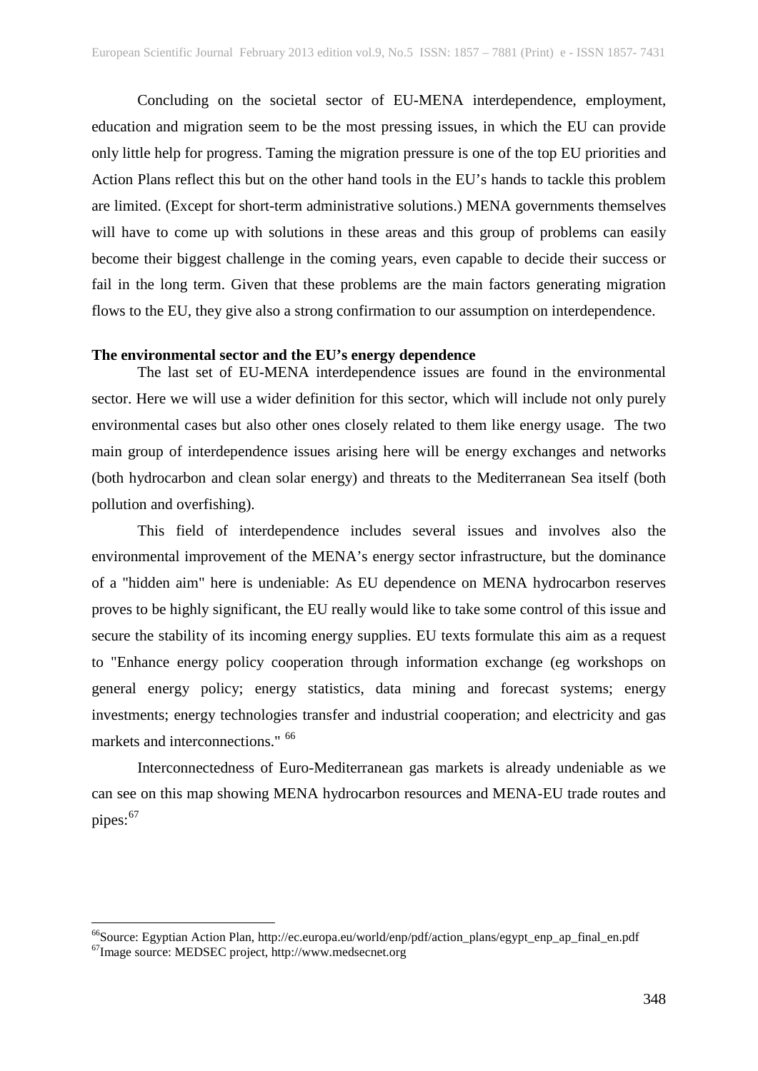Concluding on the societal sector of EU-MENA interdependence, employment, education and migration seem to be the most pressing issues, in which the EU can provide only little help for progress. Taming the migration pressure is one of the top EU priorities and Action Plans reflect this but on the other hand tools in the EU's hands to tackle this problem are limited. (Except for short-term administrative solutions.) MENA governments themselves will have to come up with solutions in these areas and this group of problems can easily become their biggest challenge in the coming years, even capable to decide their success or fail in the long term. Given that these problems are the main factors generating migration flows to the EU, they give also a strong confirmation to our assumption on interdependence.

**The environmental sector and the EU's energy dependence**

The last set of EU-MENA interdependence issues are found in the environmental sector. Here we will use a wider definition for this sector, which will include not only purely environmental cases but also other ones closely related to them like energy usage. The two main group of interdependence issues arising here will be energy exchanges and networks (both hydrocarbon and clean solar energy) and threats to the Mediterranean Sea itself (both pollution and overfishing).

This field of interdependence includes several issues and involves also the environmental improvement of the MENA's energy sector infrastructure, but the dominance of a "hidden aim" here is undeniable: As EU dependence on MENA hydrocarbon reserves proves to be highly significant, the EU really would like to take some control of this issue and secure the stability of its incoming energy supplies. EU texts formulate this aim as a request to "Enhance energy policy cooperation through information exchange (eg workshops on general energy policy; energy statistics, data mining and forecast systems; energy investments; energy technologies transfer and industrial cooperation; and electricity and gas markets and interconnections." [66]

Interconnectedness of Euro-Mediterranean gas markets is already undeniable as we can see on this map showing MENA hydrocarbon resources and MENA-EU trade routes and pipes:[67]

[66]Source: Egyptian Action Plan, http://ec.europa.eu/world/enp/pdf/action_plans/egypt_enp_ap_final_en.pdf

[67]Image source: MEDSEC project, http://www.medsecnet.org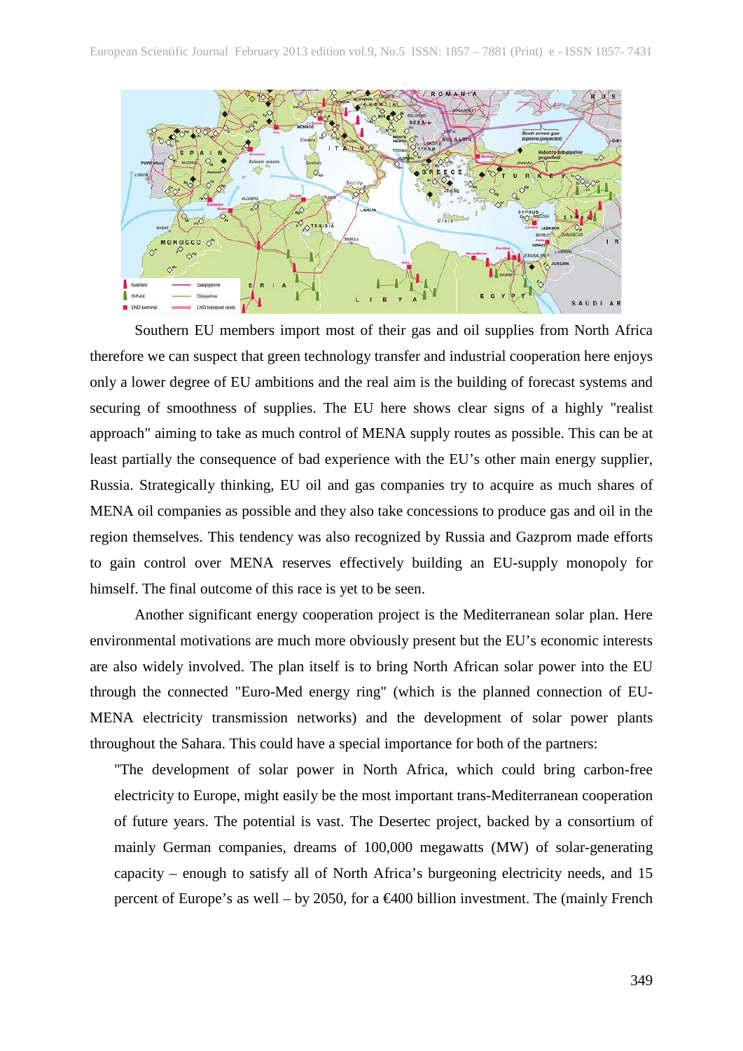Southern EU members import most of their gas and oil supplies from North Africa therefore we can suspect that green technology transfer and industrial cooperation here enjoys only a lower degree of EU ambitions and the real aim is the building of forecast systems and securing of smoothness of supplies. The EU here shows clear signs of a highly "realist approach" aiming to take as much control of MENA supply routes as possible. This can be at least partially the consequence of bad experience with the EU's other main energy supplier, Russia. Strategically thinking, EU oil and gas companies try to acquire as much shares of MENA oil companies as possible and they also take concessions to produce gas and oil in the region themselves. This tendency was also recognized by Russia and Gazprom made efforts to gain control over MENA reserves effectively building an EU-supply monopoly for himself. The final outcome of this race is yet to be seen.

Another significant energy cooperation project is the Mediterranean solar plan. Here environmental motivations are much more obviously present but the EU's economic interests are also widely involved. The plan itself is to bring North African solar power into the EU through the connected "Euro-Med energy ring" (which is the planned connection of EU-MENA electricity transmission networks) and the development of solar power plants throughout the Sahara. This could have a special importance for both of the partners:

> "The development of solar power in North Africa, which could bring carbon-free electricity to Europe, might easily be the most important trans-Mediterranean cooperation of future years. The potential is vast. The Desertec project, backed by a consortium of mainly German companies, dreams of 100,000 megawatts (MW) of solar-generating capacity – enough to satisfy all of North Africa's burgeoning electricity needs, and 15 percent of Europe's as well – by 2050, for a €400 billion investment. The (mainly French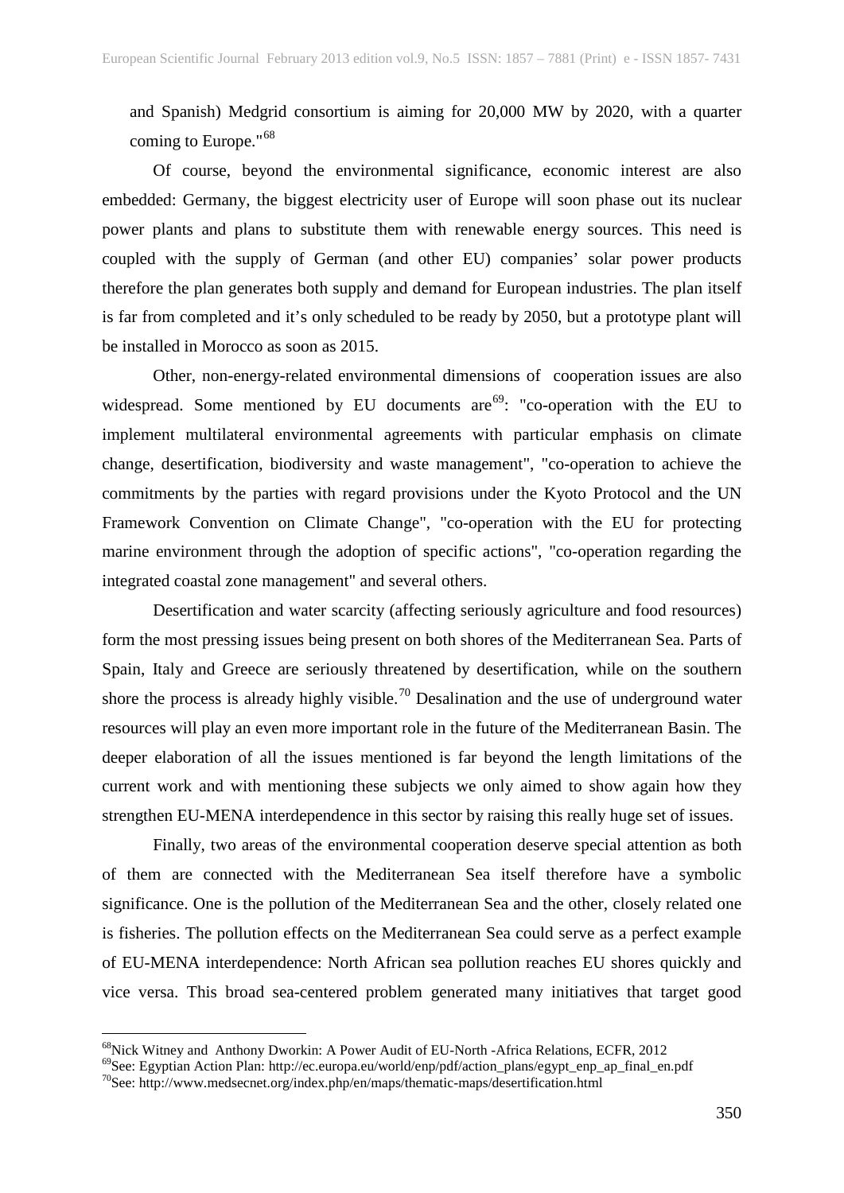and Spanish) Medgrid consortium is aiming for 20,000 MW by 2020, with a quarter coming to Europe."[68]

Of course, beyond the environmental significance, economic interest are also embedded: Germany, the biggest electricity user of Europe will soon phase out its nuclear power plants and plans to substitute them with renewable energy sources. This need is coupled with the supply of German (and other EU) companies' solar power products therefore the plan generates both supply and demand for European industries. The plan itself is far from completed and it's only scheduled to be ready by 2050, but a prototype plant will be installed in Morocco as soon as 2015.

Other, non-energy-related environmental dimensions of cooperation issues are also widespread. Some mentioned by EU documents are[69]: "co-operation with the EU to implement multilateral environmental agreements with particular emphasis on climate change, desertification, biodiversity and waste management", "co-operation to achieve the commitments by the parties with regard provisions under the Kyoto Protocol and the UN Framework Convention on Climate Change", "co-operation with the EU for protecting marine environment through the adoption of specific actions", "co-operation regarding the integrated coastal zone management" and several others.

Desertification and water scarcity (affecting seriously agriculture and food resources) form the most pressing issues being present on both shores of the Mediterranean Sea. Parts of Spain, Italy and Greece are seriously threatened by desertification, while on the southern shore the process is already highly visible.[70] Desalination and the use of underground water resources will play an even more important role in the future of the Mediterranean Basin. The deeper elaboration of all the issues mentioned is far beyond the length limitations of the current work and with mentioning these subjects we only aimed to show again how they strengthen EU-MENA interdependence in this sector by raising this really huge set of issues.

Finally, two areas of the environmental cooperation deserve special attention as both of them are connected with the Mediterranean Sea itself therefore have a symbolic significance. One is the pollution of the Mediterranean Sea and the other, closely related one is fisheries. The pollution effects on the Mediterranean Sea could serve as a perfect example of EU-MENA interdependence: North African sea pollution reaches EU shores quickly and vice versa. This broad sea-centered problem generated many initiatives that target good

---

[68] Nick Witney and Anthony Dworkin: A Power Audit of EU-North -Africa Relations, ECFR, 2012

[69] See: Egyptian Action Plan: http://ec.europa.eu/world/enp/pdf/action_plans/egypt_enp_ap_final_en.pdf

[70] See: http://www.medsecnet.org/index.php/en/maps/thematic-maps/desertification.html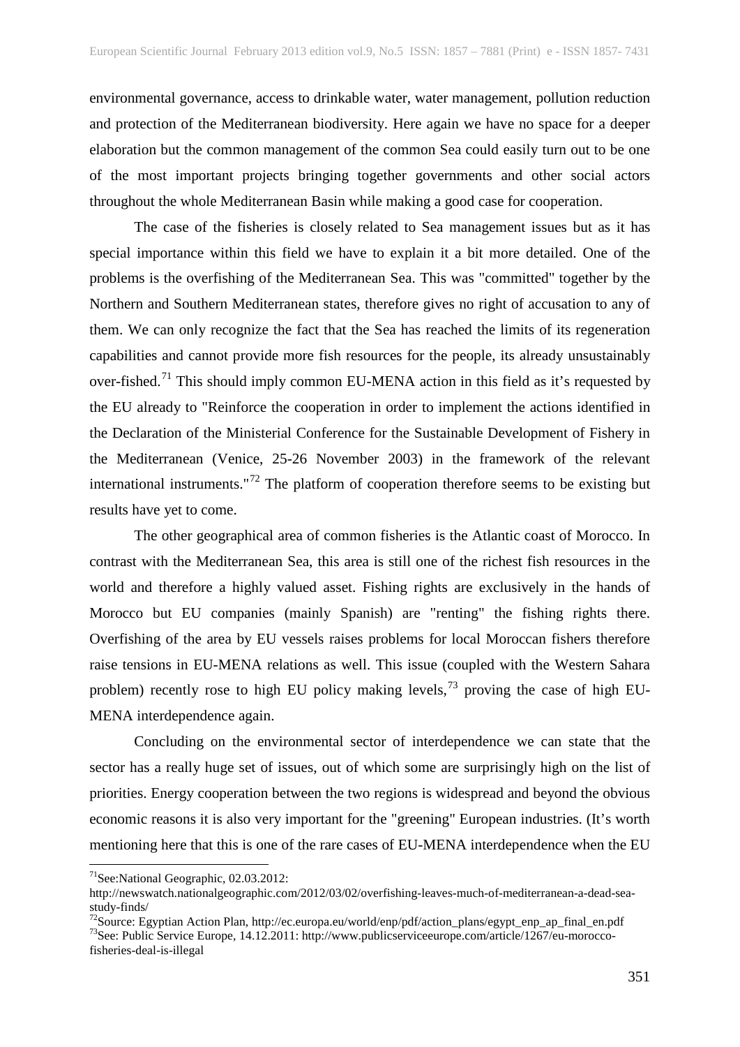environmental governance, access to drinkable water, water management, pollution reduction and protection of the Mediterranean biodiversity. Here again we have no space for a deeper elaboration but the common management of the common Sea could easily turn out to be one of the most important projects bringing together governments and other social actors throughout the whole Mediterranean Basin while making a good case for cooperation.

The case of the fisheries is closely related to Sea management issues but as it has special importance within this field we have to explain it a bit more detailed. One of the problems is the overfishing of the Mediterranean Sea. This was "committed" together by the Northern and Southern Mediterranean states, therefore gives no right of accusation to any of them. We can only recognize the fact that the Sea has reached the limits of its regeneration capabilities and cannot provide more fish resources for the people, its already unsustainably over-fished.[71] This should imply common EU-MENA action in this field as it's requested by the EU already to "Reinforce the cooperation in order to implement the actions identified in the Declaration of the Ministerial Conference for the Sustainable Development of Fishery in the Mediterranean (Venice, 25-26 November 2003) in the framework of the relevant international instruments."[72] The platform of cooperation therefore seems to be existing but results have yet to come.

The other geographical area of common fisheries is the Atlantic coast of Morocco. In contrast with the Mediterranean Sea, this area is still one of the richest fish resources in the world and therefore a highly valued asset. Fishing rights are exclusively in the hands of Morocco but EU companies (mainly Spanish) are "renting" the fishing rights there. Overfishing of the area by EU vessels raises problems for local Moroccan fishers therefore raise tensions in EU-MENA relations as well. This issue (coupled with the Western Sahara problem) recently rose to high EU policy making levels,[73] proving the case of high EU-MENA interdependence again.

Concluding on the environmental sector of interdependence we can state that the sector has a really huge set of issues, out of which some are surprisingly high on the list of priorities. Energy cooperation between the two regions is widespread and beyond the obvious economic reasons it is also very important for the "greening" European industries. (It's worth mentioning here that this is one of the rare cases of EU-MENA interdependence when the EU

[71] See:National Geographic, 02.03.2012: http://newswatch.nationalgeographic.com/2012/03/02/overfishing-leaves-much-of-mediterranean-a-dead-sea-study-finds/

[72] Source: Egyptian Action Plan, http://ec.europa.eu/world/enp/pdf/action_plans/egypt_enp_ap_final_en.pdf

[73] See: Public Service Europe, 14.12.2011: http://www.publicserviceeurope.com/article/1267/eu-morocco-fisheries-deal-is-illegal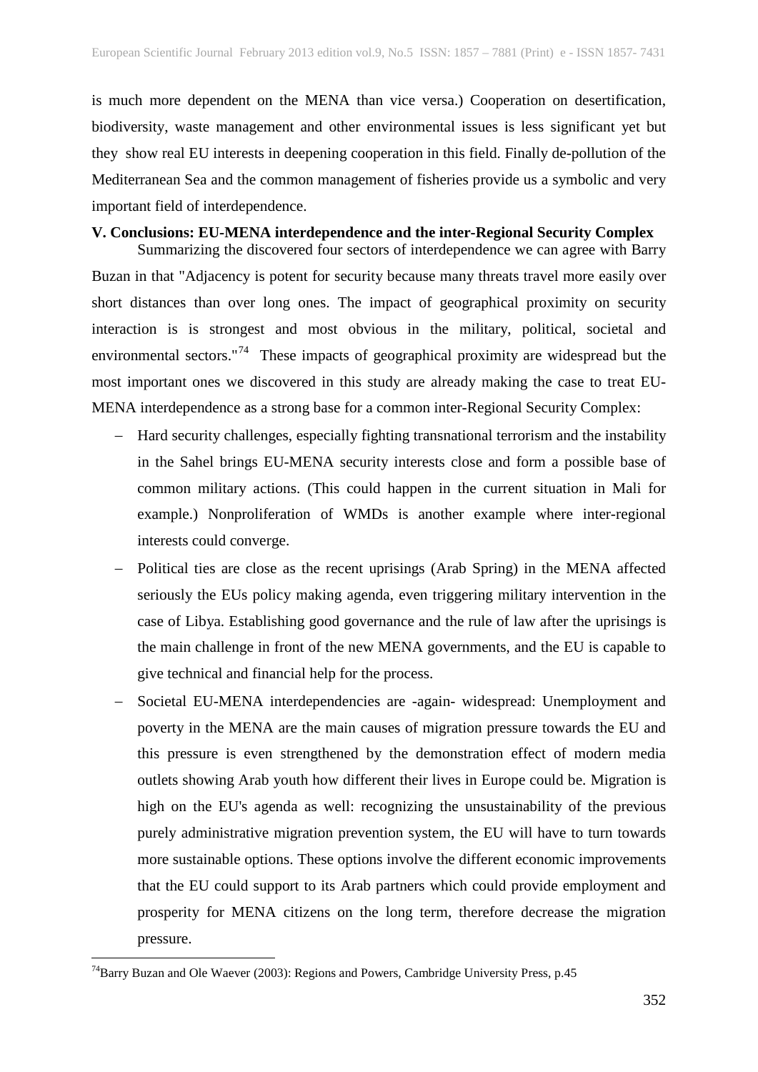is much more dependent on the MENA than vice versa.) Cooperation on desertification, biodiversity, waste management and other environmental issues is less significant yet but they show real EU interests in deepening cooperation in this field. Finally de-pollution of the Mediterranean Sea and the common management of fisheries provide us a symbolic and very important field of interdependence.

## V. Conclusions: EU-MENA interdependence and the inter-Regional Security Complex

Summarizing the discovered four sectors of interdependence we can agree with Barry Buzan in that "Adjacency is potent for security because many threats travel more easily over short distances than over long ones. The impact of geographical proximity on security interaction is is strongest and most obvious in the military, political, societal and environmental sectors."[74] These impacts of geographical proximity are widespread but the most important ones we discovered in this study are already making the case to treat EU-MENA interdependence as a strong base for a common inter-Regional Security Complex:

- Hard security challenges, especially fighting transnational terrorism and the instability in the Sahel brings EU-MENA security interests close and form a possible base of common military actions. (This could happen in the current situation in Mali for example.) Nonproliferation of WMDs is another example where inter-regional interests could converge.
- Political ties are close as the recent uprisings (Arab Spring) in the MENA affected seriously the EUs policy making agenda, even triggering military intervention in the case of Libya. Establishing good governance and the rule of law after the uprisings is the main challenge in front of the new MENA governments, and the EU is capable to give technical and financial help for the process.
- Societal EU-MENA interdependencies are -again- widespread: Unemployment and poverty in the MENA are the main causes of migration pressure towards the EU and this pressure is even strengthened by the demonstration effect of modern media outlets showing Arab youth how different their lives in Europe could be. Migration is high on the EU's agenda as well: recognizing the unsustainability of the previous purely administrative migration prevention system, the EU will have to turn towards more sustainable options. These options involve the different economic improvements that the EU could support to its Arab partners which could provide employment and prosperity for MENA citizens on the long term, therefore decrease the migration pressure.

---

[74] Barry Buzan and Ole Waever (2003): Regions and Powers, Cambridge University Press, p.45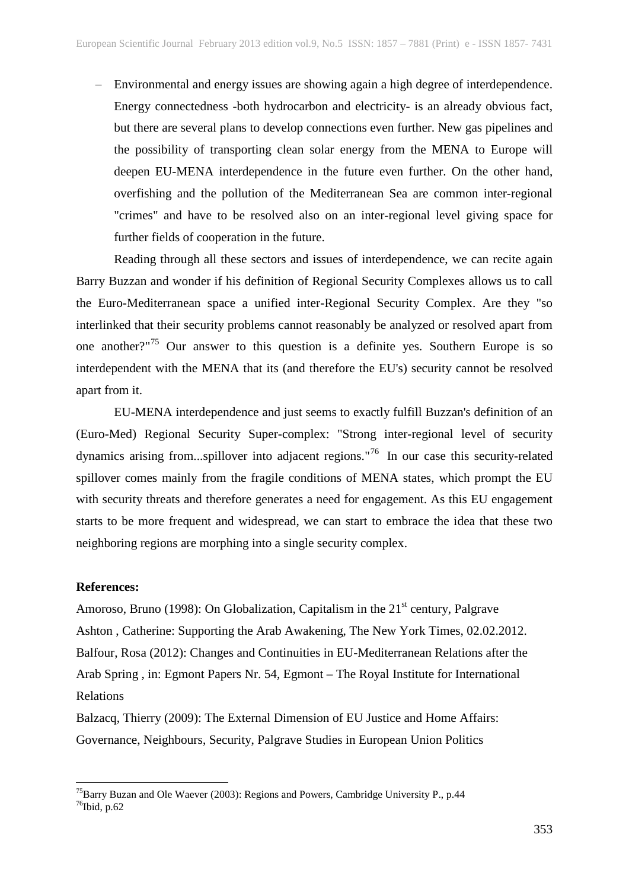- Environmental and energy issues are showing again a high degree of interdependence. Energy connectedness -both hydrocarbon and electricity- is an already obvious fact, but there are several plans to develop connections even further. New gas pipelines and the possibility of transporting clean solar energy from the MENA to Europe will deepen EU-MENA interdependence in the future even further. On the other hand, overfishing and the pollution of the Mediterranean Sea are common inter-regional "crimes" and have to be resolved also on an inter-regional level giving space for further fields of cooperation in the future.

Reading through all these sectors and issues of interdependence, we can recite again Barry Buzzan and wonder if his definition of Regional Security Complexes allows us to call the Euro-Mediterranean space a unified inter-Regional Security Complex. Are they "so interlinked that their security problems cannot reasonably be analyzed or resolved apart from one another?"[75] Our answer to this question is a definite yes. Southern Europe is so interdependent with the MENA that its (and therefore the EU's) security cannot be resolved apart from it.

EU-MENA interdependence and just seems to exactly fulfill Buzzan's definition of an (Euro-Med) Regional Security Super-complex: "Strong inter-regional level of security dynamics arising from...spillover into adjacent regions."[76] In our case this security-related spillover comes mainly from the fragile conditions of MENA states, which prompt the EU with security threats and therefore generates a need for engagement. As this EU engagement starts to be more frequent and widespread, we can start to embrace the idea that these two neighboring regions are morphing into a single security complex.

**References:**

Amoroso, Bruno (1998): On Globalization, Capitalism in the 21st century, Palgrave

Ashton , Catherine: Supporting the Arab Awakening, The New York Times, 02.02.2012.

Balfour, Rosa (2012): Changes and Continuities in EU-Mediterranean Relations after the Arab Spring , in: Egmont Papers Nr. 54, Egmont – The Royal Institute for International Relations

Balzacq, Thierry (2009): The External Dimension of EU Justice and Home Affairs: Governance, Neighbours, Security, Palgrave Studies in European Union Politics

[75] Barry Buzan and Ole Waever (2003): Regions and Powers, Cambridge University P., p.44

[76] Ibid, p.62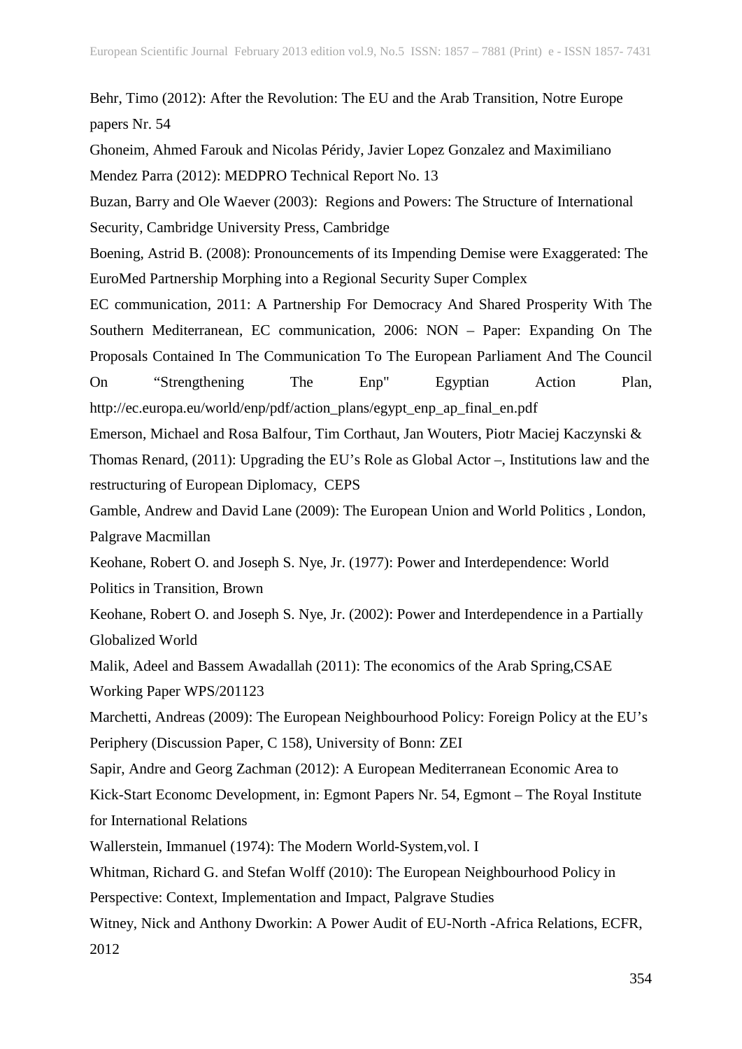Behr, Timo (2012): After the Revolution: The EU and the Arab Transition, Notre Europe papers Nr. 54

Ghoneim, Ahmed Farouk and Nicolas Péridy, Javier Lopez Gonzalez and Maximiliano Mendez Parra (2012): MEDPRO Technical Report No. 13

Buzan, Barry and Ole Waever (2003): Regions and Powers: The Structure of International Security, Cambridge University Press, Cambridge

Boening, Astrid B. (2008): Pronouncements of its Impending Demise were Exaggerated: The EuroMed Partnership Morphing into a Regional Security Super Complex

EC communication, 2011: A Partnership For Democracy And Shared Prosperity With The Southern Mediterranean, EC communication, 2006: NON – Paper: Expanding On The Proposals Contained In The Communication To The European Parliament And The Council On "Strengthening The Enp" Egyptian Action Plan, http://ec.europa.eu/world/enp/pdf/action_plans/egypt_enp_ap_final_en.pdf

Emerson, Michael and Rosa Balfour, Tim Corthaut, Jan Wouters, Piotr Maciej Kaczynski & Thomas Renard, (2011): Upgrading the EU's Role as Global Actor –, Institutions law and the restructuring of European Diplomacy, CEPS

Gamble, Andrew and David Lane (2009): The European Union and World Politics , London, Palgrave Macmillan

Keohane, Robert O. and Joseph S. Nye, Jr. (1977): Power and Interdependence: World Politics in Transition, Brown

Keohane, Robert O. and Joseph S. Nye, Jr. (2002): Power and Interdependence in a Partially Globalized World

Malik, Adeel and Bassem Awadallah (2011): The economics of the Arab Spring,CSAE Working Paper WPS/201123

Marchetti, Andreas (2009): The European Neighbourhood Policy: Foreign Policy at the EU's Periphery (Discussion Paper, C 158), University of Bonn: ZEI

Sapir, Andre and Georg Zachman (2012): A European Mediterranean Economic Area to Kick-Start Economc Development, in: Egmont Papers Nr. 54, Egmont – The Royal Institute for International Relations

Wallerstein, Immanuel (1974): The Modern World-System,vol. I

Whitman, Richard G. and Stefan Wolff (2010): The European Neighbourhood Policy in Perspective: Context, Implementation and Impact, Palgrave Studies

Witney, Nick and Anthony Dworkin: A Power Audit of EU-North -Africa Relations, ECFR, 2012